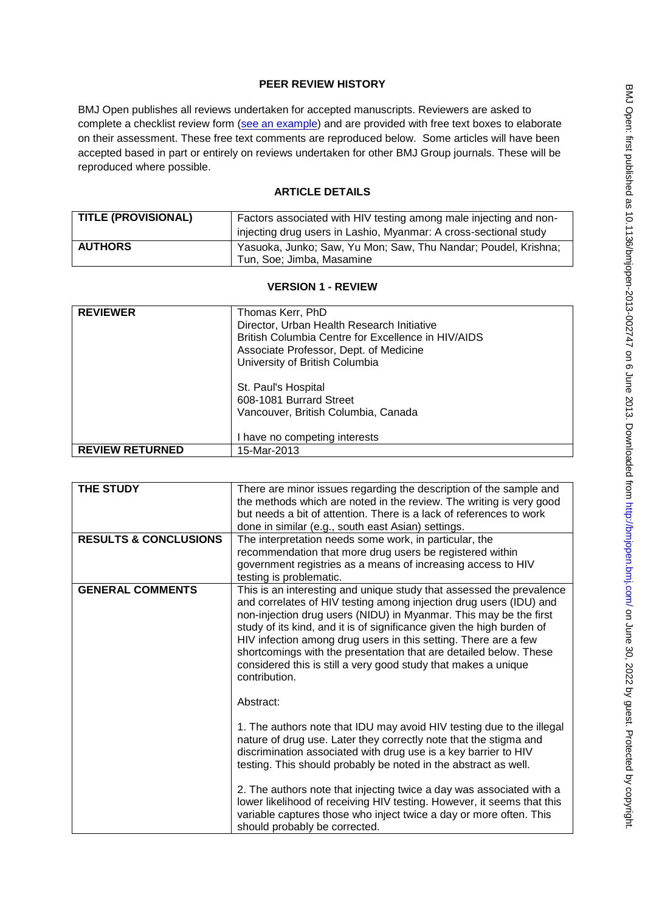## PEER REVIEW HISTORY

BMJ Open publishes all reviews undertaken for accepted manuscripts. Reviewers are asked to complete a checklist review form (see an example) and are provided with free text boxes to elaborate on their assessment. These free text comments are reproduced below. Some articles will have been accepted based in part or entirely on reviews undertaken for other BMJ Group journals. These will be reproduced where possible.

### ARTICLE DETAILS

| | |
|---|---|
| **TITLE (PROVISIONAL)** | Factors associated with HIV testing among male injecting and non-injecting drug users in Lashio, Myanmar: A cross-sectional study |
| **AUTHORS** | Yasuoka, Junko; Saw, Yu Mon; Saw, Thu Nandar; Poudel, Krishna; Tun, Soe; Jimba, Masamine |

### VERSION 1 - REVIEW

| | |
|---|---|
| **REVIEWER** | Thomas Kerr, PhD<br>Director, Urban Health Research Initiative<br>British Columbia Centre for Excellence in HIV/AIDS<br>Associate Professor, Dept. of Medicine<br>University of British Columbia<br><br>St. Paul's Hospital<br>608-1081 Burrard Street<br>Vancouver, British Columbia, Canada<br><br>I have no competing interests |
| **REVIEW RETURNED** | 15-Mar-2013 |

| | |
|---|---|
| **THE STUDY** | There are minor issues regarding the description of the sample and the methods which are noted in the review. The writing is very good but needs a bit of attention. There is a lack of references to work done in similar (e.g., south east Asian) settings. |
| **RESULTS & CONCLUSIONS** | The interpretation needs some work, in particular, the recommendation that more drug users be registered within government registries as a means of increasing access to HIV testing is problematic. |
| **GENERAL COMMENTS** | This is an interesting and unique study that assessed the prevalence and correlates of HIV testing among injection drug users (IDU) and non-injection drug users (NIDU) in Myanmar. This may be the first study of its kind, and it is of significance given the high burden of HIV infection among drug users in this setting. There are a few shortcomings with the presentation that are detailed below. These considered this is still a very good study that makes a unique contribution.<br><br>Abstract:<br><br>1. The authors note that IDU may avoid HIV testing due to the illegal nature of drug use. Later they correctly note that the stigma and discrimination associated with drug use is a key barrier to HIV testing. This should probably be noted in the abstract as well.<br><br>2. The authors note that injecting twice a day was associated with a lower likelihood of receiving HIV testing. However, it seems that this variable captures those who inject twice a day or more often. This should probably be corrected. |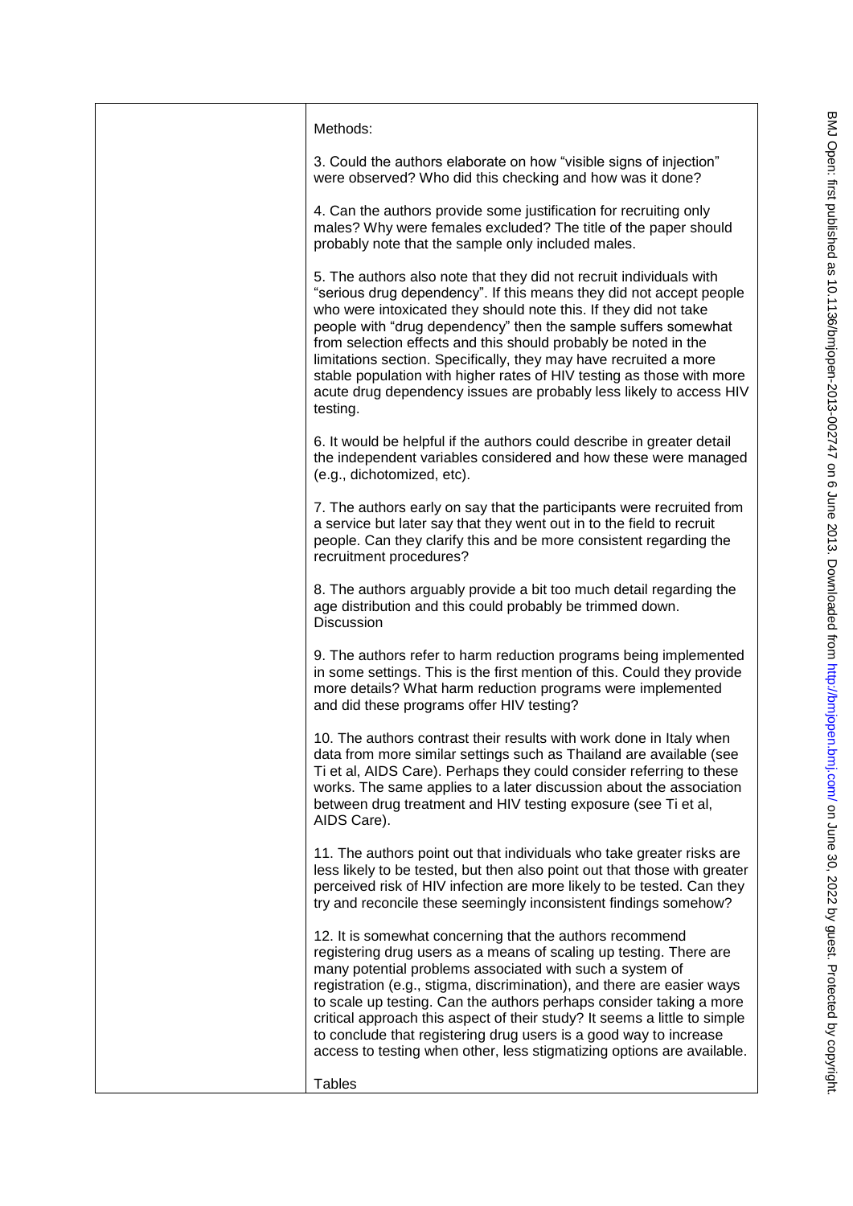Methods:

3. Could the authors elaborate on how "visible signs of injection" were observed? Who did this checking and how was it done?

4. Can the authors provide some justification for recruiting only males? Why were females excluded? The title of the paper should probably note that the sample only included males.

5. The authors also note that they did not recruit individuals with "serious drug dependency". If this means they did not accept people who were intoxicated they should note this. If they did not take people with "drug dependency" then the sample suffers somewhat from selection effects and this should probably be noted in the limitations section. Specifically, they may have recruited a more stable population with higher rates of HIV testing as those with more acute drug dependency issues are probably less likely to access HIV testing.

6. It would be helpful if the authors could describe in greater detail the independent variables considered and how these were managed (e.g., dichotomized, etc).

7. The authors early on say that the participants were recruited from a service but later say that they went out in to the field to recruit people. Can they clarify this and be more consistent regarding the recruitment procedures?

8. The authors arguably provide a bit too much detail regarding the age distribution and this could probably be trimmed down.

Discussion

9. The authors refer to harm reduction programs being implemented in some settings. This is the first mention of this. Could they provide more details? What harm reduction programs were implemented and did these programs offer HIV testing?

10. The authors contrast their results with work done in Italy when data from more similar settings such as Thailand are available (see Ti et al, AIDS Care). Perhaps they could consider referring to these works. The same applies to a later discussion about the association between drug treatment and HIV testing exposure (see Ti et al, AIDS Care).

11. The authors point out that individuals who take greater risks are less likely to be tested, but then also point out that those with greater perceived risk of HIV infection are more likely to be tested. Can they try and reconcile these seemingly inconsistent findings somehow?

12. It is somewhat concerning that the authors recommend registering drug users as a means of scaling up testing. There are many potential problems associated with such a system of registration (e.g., stigma, discrimination), and there are easier ways to scale up testing. Can the authors perhaps consider taking a more critical approach this aspect of their study? It seems a little to simple to conclude that registering drug users is a good way to increase access to testing when other, less stigmatizing options are available.

Tables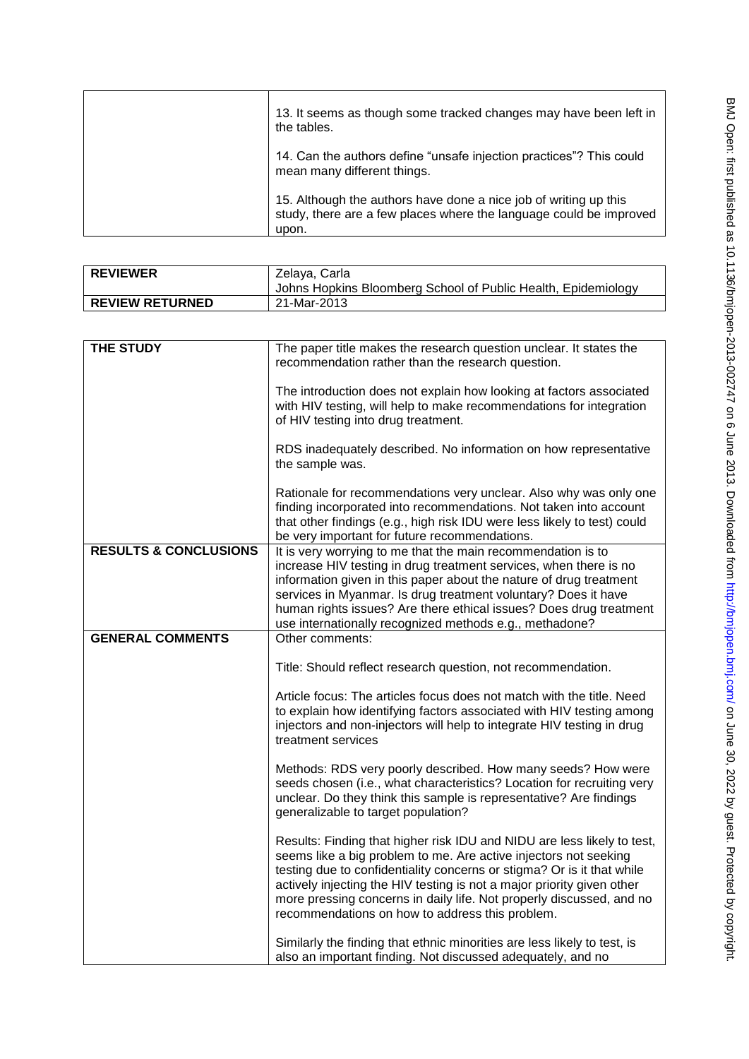| | |
|---|---|
| | 13. It seems as though some tracked changes may have been left in the tables.<br><br>14. Can the authors define "unsafe injection practices"? This could mean many different things.<br><br>15. Although the authors have done a nice job of writing up this study, there are a few places where the language could be improved upon. |

| **REVIEWER** | Zelaya, Carla<br>Johns Hopkins Bloomberg School of Public Health, Epidemiology |
|---|---|
| **REVIEW RETURNED** | 21-Mar-2013 |

| **THE STUDY** | The paper title makes the research question unclear. It states the recommendation rather than the research question.<br><br>The introduction does not explain how looking at factors associated with HIV testing, will help to make recommendations for integration of HIV testing into drug treatment.<br><br>RDS inadequately described. No information on how representative the sample was.<br><br>Rationale for recommendations very unclear. Also why was only one finding incorporated into recommendations. Not taken into account that other findings (e.g., high risk IDU were less likely to test) could be very important for future recommendations. |
|---|---|
| **RESULTS & CONCLUSIONS** | It is very worrying to me that the main recommendation is to increase HIV testing in drug treatment services, when there is no information given in this paper about the nature of drug treatment services in Myanmar. Is drug treatment voluntary? Does it have human rights issues? Are there ethical issues? Does drug treatment use internationally recognized methods e.g., methadone? |
| **GENERAL COMMENTS** | Other comments:<br><br>Title: Should reflect research question, not recommendation.<br><br>Article focus: The articles focus does not match with the title. Need to explain how identifying factors associated with HIV testing among injectors and non-injectors will help to integrate HIV testing in drug treatment services<br><br>Methods: RDS very poorly described. How many seeds? How were seeds chosen (i.e., what characteristics? Location for recruiting very unclear. Do they think this sample is representative? Are findings generalizable to target population?<br><br>Results: Finding that higher risk IDU and NIDU are less likely to test, seems like a big problem to me. Are active injectors not seeking testing due to confidentiality concerns or stigma? Or is it that while actively injecting the HIV testing is not a major priority given other more pressing concerns in daily life. Not properly discussed, and no recommendations on how to address this problem.<br><br>Similarly the finding that ethnic minorities are less likely to test, is also an important finding. Not discussed adequately, and no |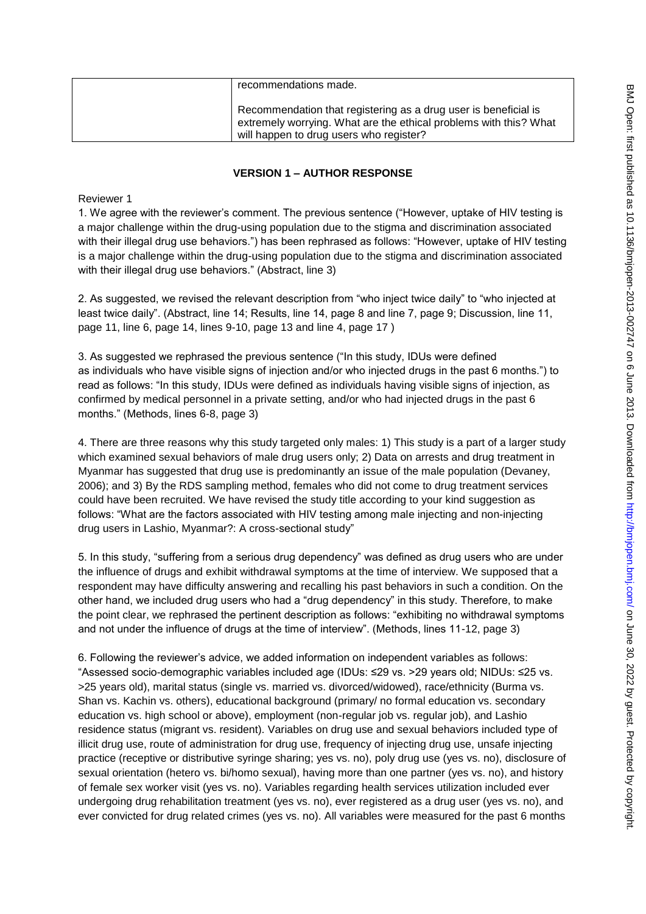| | recommendations made.<br><br>Recommendation that registering as a drug user is beneficial is extremely worrying. What are the ethical problems with this? What will happen to drug users who register? |
|---|---|

## VERSION 1 – AUTHOR RESPONSE

Reviewer 1

1. We agree with the reviewer's comment. The previous sentence ("However, uptake of HIV testing is a major challenge within the drug-using population due to the stigma and discrimination associated with their illegal drug use behaviors.") has been rephrased as follows: "However, uptake of HIV testing is a major challenge within the drug-using population due to the stigma and discrimination associated with their illegal drug use behaviors." (Abstract, line 3)

2. As suggested, we revised the relevant description from "who inject twice daily" to "who injected at least twice daily". (Abstract, line 14; Results, line 14, page 8 and line 7, page 9; Discussion, line 11, page 11, line 6, page 14, lines 9-10, page 13 and line 4, page 17 )

3. As suggested we rephrased the previous sentence ("In this study, IDUs were defined as individuals who have visible signs of injection and/or who injected drugs in the past 6 months.") to read as follows: "In this study, IDUs were defined as individuals having visible signs of injection, as confirmed by medical personnel in a private setting, and/or who had injected drugs in the past 6 months." (Methods, lines 6-8, page 3)

4. There are three reasons why this study targeted only males: 1) This study is a part of a larger study which examined sexual behaviors of male drug users only; 2) Data on arrests and drug treatment in Myanmar has suggested that drug use is predominantly an issue of the male population (Devaney, 2006); and 3) By the RDS sampling method, females who did not come to drug treatment services could have been recruited. We have revised the study title according to your kind suggestion as follows: "What are the factors associated with HIV testing among male injecting and non-injecting drug users in Lashio, Myanmar?: A cross-sectional study"

5. In this study, "suffering from a serious drug dependency" was defined as drug users who are under the influence of drugs and exhibit withdrawal symptoms at the time of interview. We supposed that a respondent may have difficulty answering and recalling his past behaviors in such a condition. On the other hand, we included drug users who had a "drug dependency" in this study. Therefore, to make the point clear, we rephrased the pertinent description as follows: "exhibiting no withdrawal symptoms and not under the influence of drugs at the time of interview". (Methods, lines 11-12, page 3)

6. Following the reviewer's advice, we added information on independent variables as follows: "Assessed socio-demographic variables included age (IDUs: ≤29 vs. >29 years old; NIDUs: ≤25 vs. >25 years old), marital status (single vs. married vs. divorced/widowed), race/ethnicity (Burma vs. Shan vs. Kachin vs. others), educational background (primary/ no formal education vs. secondary education vs. high school or above), employment (non-regular job vs. regular job), and Lashio residence status (migrant vs. resident). Variables on drug use and sexual behaviors included type of illicit drug use, route of administration for drug use, frequency of injecting drug use, unsafe injecting practice (receptive or distributive syringe sharing; yes vs. no), poly drug use (yes vs. no), disclosure of sexual orientation (hetero vs. bi/homo sexual), having more than one partner (yes vs. no), and history of female sex worker visit (yes vs. no). Variables regarding health services utilization included ever undergoing drug rehabilitation treatment (yes vs. no), ever registered as a drug user (yes vs. no), and ever convicted for drug related crimes (yes vs. no). All variables were measured for the past 6 months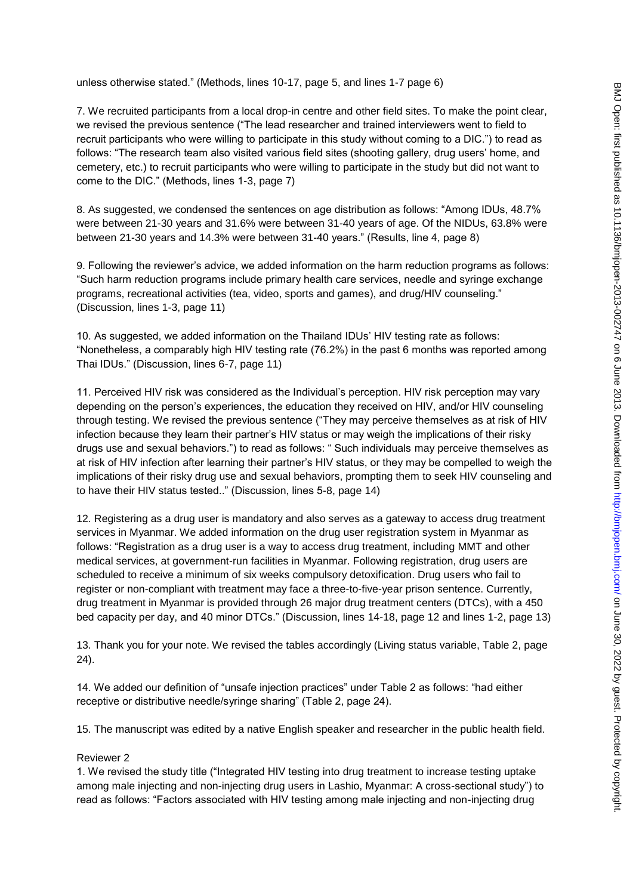unless otherwise stated." (Methods, lines 10-17, page 5, and lines 1-7 page 6)

7. We recruited participants from a local drop-in centre and other field sites. To make the point clear, we revised the previous sentence ("The lead researcher and trained interviewers went to field to recruit participants who were willing to participate in this study without coming to a DIC.") to read as follows: "The research team also visited various field sites (shooting gallery, drug users' home, and cemetery, etc.) to recruit participants who were willing to participate in the study but did not want to come to the DIC." (Methods, lines 1-3, page 7)

8. As suggested, we condensed the sentences on age distribution as follows: "Among IDUs, 48.7% were between 21-30 years and 31.6% were between 31-40 years of age. Of the NIDUs, 63.8% were between 21-30 years and 14.3% were between 31-40 years." (Results, line 4, page 8)

9. Following the reviewer's advice, we added information on the harm reduction programs as follows: "Such harm reduction programs include primary health care services, needle and syringe exchange programs, recreational activities (tea, video, sports and games), and drug/HIV counseling." (Discussion, lines 1-3, page 11)

10. As suggested, we added information on the Thailand IDUs' HIV testing rate as follows: "Nonetheless, a comparably high HIV testing rate (76.2%) in the past 6 months was reported among Thai IDUs." (Discussion, lines 6-7, page 11)

11. Perceived HIV risk was considered as the Individual's perception. HIV risk perception may vary depending on the person's experiences, the education they received on HIV, and/or HIV counseling through testing. We revised the previous sentence ("They may perceive themselves as at risk of HIV infection because they learn their partner's HIV status or may weigh the implications of their risky drugs use and sexual behaviors.") to read as follows: " Such individuals may perceive themselves as at risk of HIV infection after learning their partner's HIV status, or they may be compelled to weigh the implications of their risky drug use and sexual behaviors, prompting them to seek HIV counseling and to have their HIV status tested.." (Discussion, lines 5-8, page 14)

12. Registering as a drug user is mandatory and also serves as a gateway to access drug treatment services in Myanmar. We added information on the drug user registration system in Myanmar as follows: "Registration as a drug user is a way to access drug treatment, including MMT and other medical services, at government-run facilities in Myanmar. Following registration, drug users are scheduled to receive a minimum of six weeks compulsory detoxification. Drug users who fail to register or non-compliant with treatment may face a three-to-five-year prison sentence. Currently, drug treatment in Myanmar is provided through 26 major drug treatment centers (DTCs), with a 450 bed capacity per day, and 40 minor DTCs." (Discussion, lines 14-18, page 12 and lines 1-2, page 13)

13. Thank you for your note. We revised the tables accordingly (Living status variable, Table 2, page 24).

14. We added our definition of "unsafe injection practices" under Table 2 as follows: "had either receptive or distributive needle/syringe sharing" (Table 2, page 24).

15. The manuscript was edited by a native English speaker and researcher in the public health field.

Reviewer 2

1. We revised the study title ("Integrated HIV testing into drug treatment to increase testing uptake among male injecting and non-injecting drug users in Lashio, Myanmar: A cross-sectional study") to read as follows: "Factors associated with HIV testing among male injecting and non-injecting drug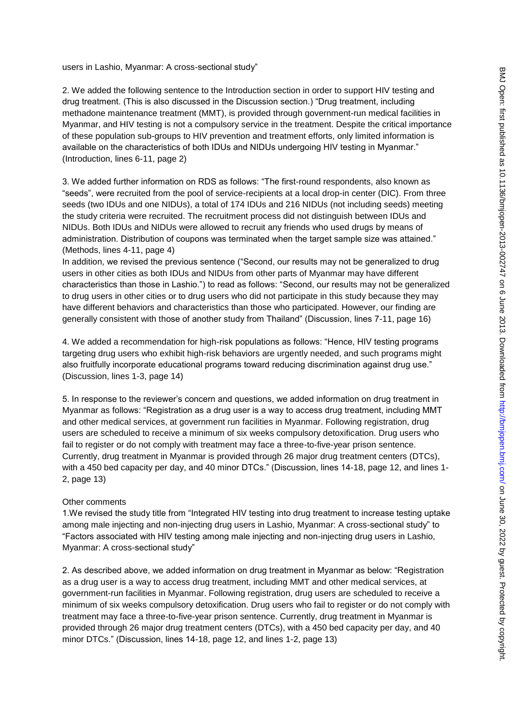users in Lashio, Myanmar: A cross-sectional study"

2. We added the following sentence to the Introduction section in order to support HIV testing and drug treatment. (This is also discussed in the Discussion section.) "Drug treatment, including methadone maintenance treatment (MMT), is provided through government-run medical facilities in Myanmar, and HIV testing is not a compulsory service in the treatment. Despite the critical importance of these population sub-groups to HIV prevention and treatment efforts, only limited information is available on the characteristics of both IDUs and NIDUs undergoing HIV testing in Myanmar." (Introduction, lines 6-11, page 2)

3. We added further information on RDS as follows: "The first-round respondents, also known as "seeds", were recruited from the pool of service-recipients at a local drop-in center (DIC). From three seeds (two IDUs and one NIDUs), a total of 174 IDUs and 216 NIDUs (not including seeds) meeting the study criteria were recruited. The recruitment process did not distinguish between IDUs and NIDUs. Both IDUs and NIDUs were allowed to recruit any friends who used drugs by means of administration. Distribution of coupons was terminated when the target sample size was attained." (Methods, lines 4-11, page 4)

In addition, we revised the previous sentence ("Second, our results may not be generalized to drug users in other cities as both IDUs and NIDUs from other parts of Myanmar may have different characteristics than those in Lashio.") to read as follows: "Second, our results may not be generalized to drug users in other cities or to drug users who did not participate in this study because they may have different behaviors and characteristics than those who participated. However, our finding are generally consistent with those of another study from Thailand" (Discussion, lines 7-11, page 16)

4. We added a recommendation for high-risk populations as follows: "Hence, HIV testing programs targeting drug users who exhibit high-risk behaviors are urgently needed, and such programs might also fruitfully incorporate educational programs toward reducing discrimination against drug use." (Discussion, lines 1-3, page 14)

5. In response to the reviewer's concern and questions, we added information on drug treatment in Myanmar as follows: "Registration as a drug user is a way to access drug treatment, including MMT and other medical services, at government run facilities in Myanmar. Following registration, drug users are scheduled to receive a minimum of six weeks compulsory detoxification. Drug users who fail to register or do not comply with treatment may face a three-to-five-year prison sentence. Currently, drug treatment in Myanmar is provided through 26 major drug treatment centers (DTCs), with a 450 bed capacity per day, and 40 minor DTCs." (Discussion, lines 14-18, page 12, and lines 1-2, page 13)

Other comments

1.We revised the study title from "Integrated HIV testing into drug treatment to increase testing uptake among male injecting and non-injecting drug users in Lashio, Myanmar: A cross-sectional study" to "Factors associated with HIV testing among male injecting and non-injecting drug users in Lashio, Myanmar: A cross-sectional study"

2. As described above, we added information on drug treatment in Myanmar as below: "Registration as a drug user is a way to access drug treatment, including MMT and other medical services, at government-run facilities in Myanmar. Following registration, drug users are scheduled to receive a minimum of six weeks compulsory detoxification. Drug users who fail to register or do not comply with treatment may face a three-to-five-year prison sentence. Currently, drug treatment in Myanmar is provided through 26 major drug treatment centers (DTCs), with a 450 bed capacity per day, and 40 minor DTCs." (Discussion, lines 14-18, page 12, and lines 1-2, page 13)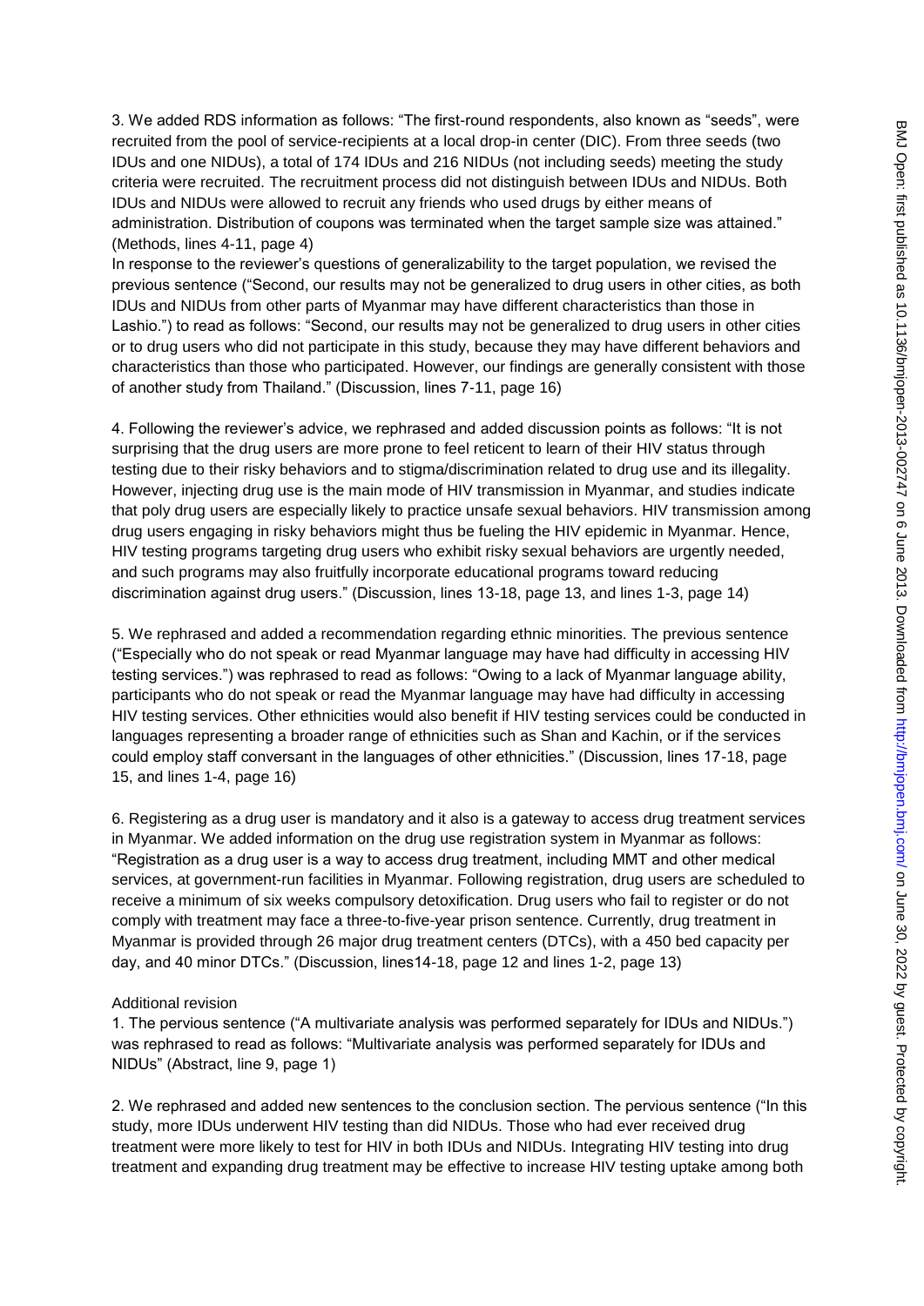3. We added RDS information as follows: "The first-round respondents, also known as "seeds", were recruited from the pool of service-recipients at a local drop-in center (DIC). From three seeds (two IDUs and one NIDUs), a total of 174 IDUs and 216 NIDUs (not including seeds) meeting the study criteria were recruited. The recruitment process did not distinguish between IDUs and NIDUs. Both IDUs and NIDUs were allowed to recruit any friends who used drugs by either means of administration. Distribution of coupons was terminated when the target sample size was attained." (Methods, lines 4-11, page 4)

In response to the reviewer's questions of generalizability to the target population, we revised the previous sentence ("Second, our results may not be generalized to drug users in other cities, as both IDUs and NIDUs from other parts of Myanmar may have different characteristics than those in Lashio.") to read as follows: "Second, our results may not be generalized to drug users in other cities or to drug users who did not participate in this study, because they may have different behaviors and characteristics than those who participated. However, our findings are generally consistent with those of another study from Thailand." (Discussion, lines 7-11, page 16)

4. Following the reviewer's advice, we rephrased and added discussion points as follows: "It is not surprising that the drug users are more prone to feel reticent to learn of their HIV status through testing due to their risky behaviors and to stigma/discrimination related to drug use and its illegality. However, injecting drug use is the main mode of HIV transmission in Myanmar, and studies indicate that poly drug users are especially likely to practice unsafe sexual behaviors. HIV transmission among drug users engaging in risky behaviors might thus be fueling the HIV epidemic in Myanmar. Hence, HIV testing programs targeting drug users who exhibit risky sexual behaviors are urgently needed, and such programs may also fruitfully incorporate educational programs toward reducing discrimination against drug users." (Discussion, lines 13-18, page 13, and lines 1-3, page 14)

5. We rephrased and added a recommendation regarding ethnic minorities. The previous sentence ("Especially who do not speak or read Myanmar language may have had difficulty in accessing HIV testing services.") was rephrased to read as follows: "Owing to a lack of Myanmar language ability, participants who do not speak or read the Myanmar language may have had difficulty in accessing HIV testing services. Other ethnicities would also benefit if HIV testing services could be conducted in languages representing a broader range of ethnicities such as Shan and Kachin, or if the services could employ staff conversant in the languages of other ethnicities." (Discussion, lines 17-18, page 15, and lines 1-4, page 16)

6. Registering as a drug user is mandatory and it also is a gateway to access drug treatment services in Myanmar. We added information on the drug use registration system in Myanmar as follows: "Registration as a drug user is a way to access drug treatment, including MMT and other medical services, at government-run facilities in Myanmar. Following registration, drug users are scheduled to receive a minimum of six weeks compulsory detoxification. Drug users who fail to register or do not comply with treatment may face a three-to-five-year prison sentence. Currently, drug treatment in Myanmar is provided through 26 major drug treatment centers (DTCs), with a 450 bed capacity per day, and 40 minor DTCs." (Discussion, lines14-18, page 12 and lines 1-2, page 13)

Additional revision

1. The pervious sentence ("A multivariate analysis was performed separately for IDUs and NIDUs.") was rephrased to read as follows: "Multivariate analysis was performed separately for IDUs and NIDUs" (Abstract, line 9, page 1)

2. We rephrased and added new sentences to the conclusion section. The pervious sentence ("In this study, more IDUs underwent HIV testing than did NIDUs. Those who had ever received drug treatment were more likely to test for HIV in both IDUs and NIDUs. Integrating HIV testing into drug treatment and expanding drug treatment may be effective to increase HIV testing uptake among both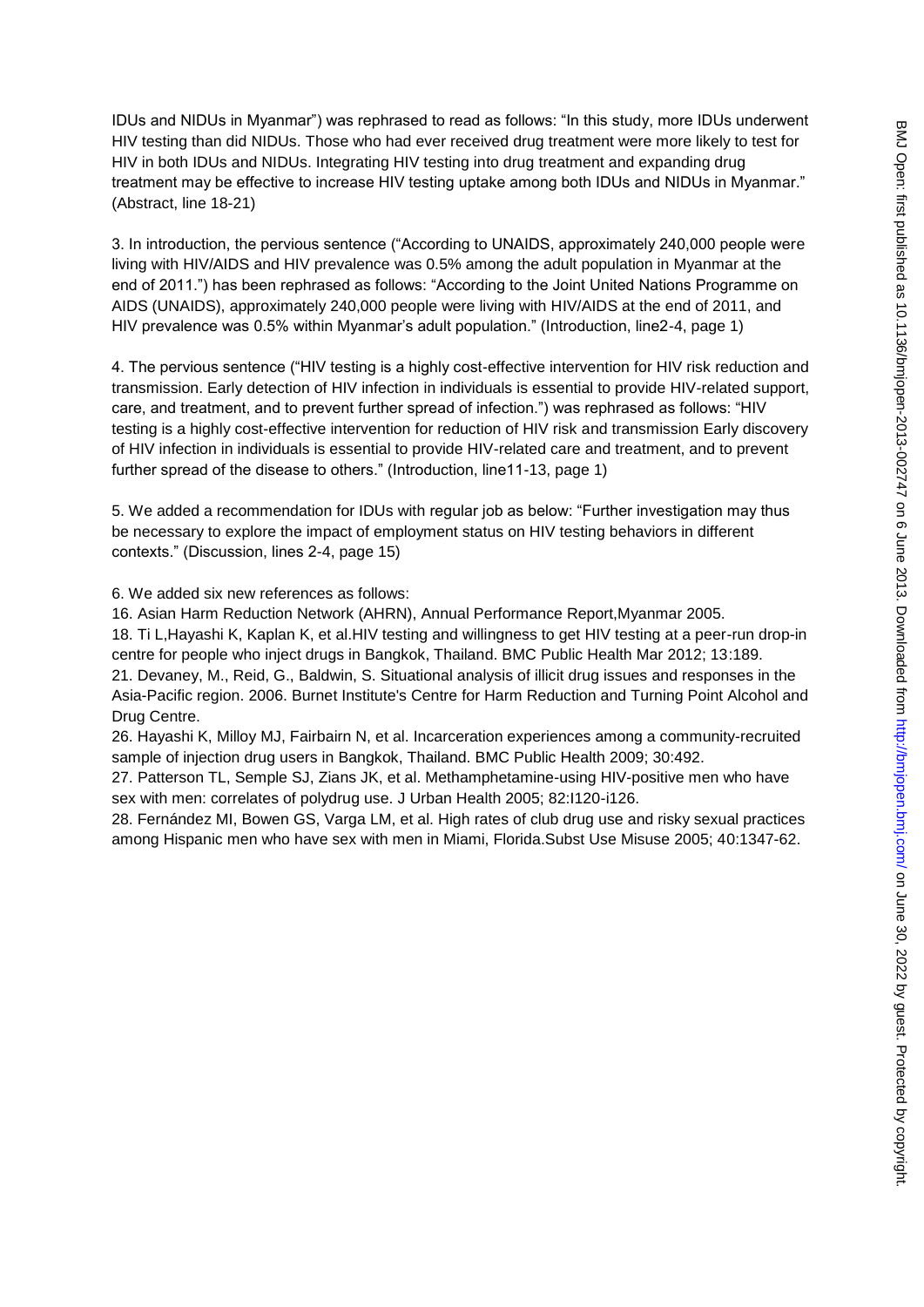IDUs and NIDUs in Myanmar") was rephrased to read as follows: "In this study, more IDUs underwent HIV testing than did NIDUs. Those who had ever received drug treatment were more likely to test for HIV in both IDUs and NIDUs. Integrating HIV testing into drug treatment and expanding drug treatment may be effective to increase HIV testing uptake among both IDUs and NIDUs in Myanmar." (Abstract, line 18-21)

3. In introduction, the pervious sentence ("According to UNAIDS, approximately 240,000 people were living with HIV/AIDS and HIV prevalence was 0.5% among the adult population in Myanmar at the end of 2011.") has been rephrased as follows: "According to the Joint United Nations Programme on AIDS (UNAIDS), approximately 240,000 people were living with HIV/AIDS at the end of 2011, and HIV prevalence was 0.5% within Myanmar's adult population." (Introduction, line2-4, page 1)

4. The pervious sentence ("HIV testing is a highly cost-effective intervention for HIV risk reduction and transmission. Early detection of HIV infection in individuals is essential to provide HIV-related support, care, and treatment, and to prevent further spread of infection.") was rephrased as follows: "HIV testing is a highly cost-effective intervention for reduction of HIV risk and transmission Early discovery of HIV infection in individuals is essential to provide HIV-related care and treatment, and to prevent further spread of the disease to others." (Introduction, line11-13, page 1)

5. We added a recommendation for IDUs with regular job as below: "Further investigation may thus be necessary to explore the impact of employment status on HIV testing behaviors in different contexts." (Discussion, lines 2-4, page 15)

6. We added six new references as follows:

16. Asian Harm Reduction Network (AHRN), Annual Performance Report,Myanmar 2005.

18. Ti L,Hayashi K, Kaplan K, et al.HIV testing and willingness to get HIV testing at a peer-run drop-in centre for people who inject drugs in Bangkok, Thailand. BMC Public Health Mar 2012; 13:189.

21. Devaney, M., Reid, G., Baldwin, S. Situational analysis of illicit drug issues and responses in the Asia-Pacific region. 2006. Burnet Institute's Centre for Harm Reduction and Turning Point Alcohol and Drug Centre.

26. Hayashi K, Milloy MJ, Fairbairn N, et al. Incarceration experiences among a community-recruited sample of injection drug users in Bangkok, Thailand. BMC Public Health 2009; 30:492.

27. Patterson TL, Semple SJ, Zians JK, et al. Methamphetamine-using HIV-positive men who have sex with men: correlates of polydrug use. J Urban Health 2005; 82:I120-i126.

28. Fernández MI, Bowen GS, Varga LM, et al. High rates of club drug use and risky sexual practices among Hispanic men who have sex with men in Miami, Florida.Subst Use Misuse 2005; 40:1347-62.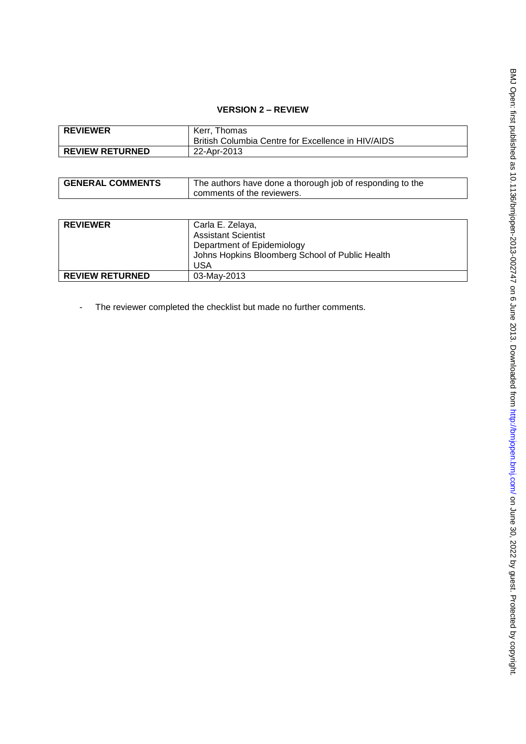**VERSION 2 – REVIEW**

| | |
|---|---|
| **REVIEWER** | Kerr, Thomas<br>British Columbia Centre for Excellence in HIV/AIDS |
| **REVIEW RETURNED** | 22-Apr-2013 |

| | |
|---|---|
| **GENERAL COMMENTS** | The authors have done a thorough job of responding to the comments of the reviewers. |

| | |
|---|---|
| **REVIEWER** | Carla E. Zelaya,<br>Assistant Scientist<br>Department of Epidemiology<br>Johns Hopkins Bloomberg School of Public Health<br>USA |
| **REVIEW RETURNED** | 03-May-2013 |

- The reviewer completed the checklist but made no further comments.